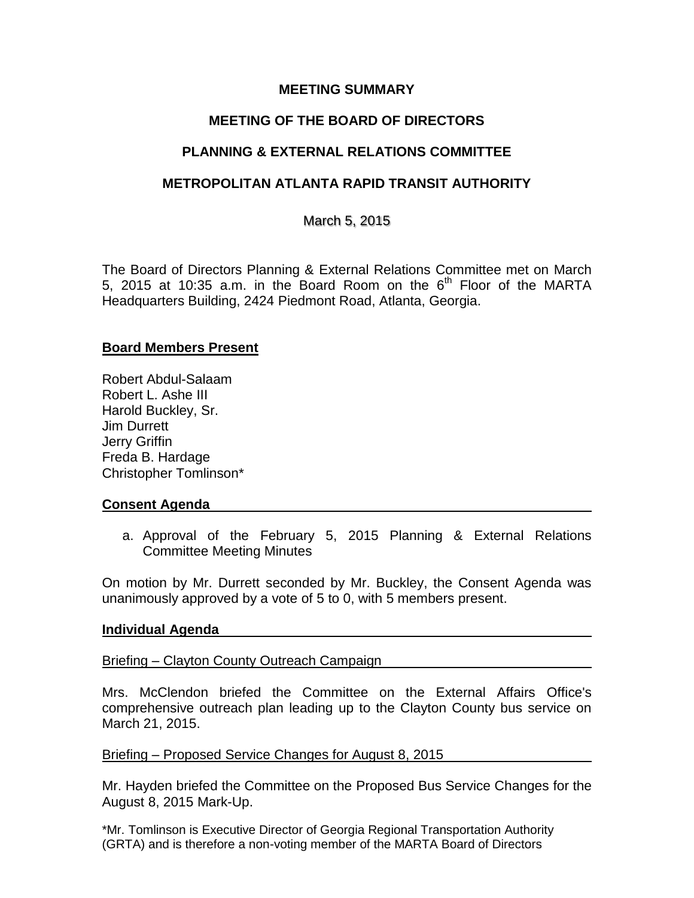# MEETING SUMMARY

# MEETING OF THE BOARD OF DIRECTORS

# PLANNING & EXTERNAL RELATIONS COMMITTEE

# METROPOLITAN ATLANTA RAPID TRANSIT AUTHORITY

March 5, 2015

The Board of Directors Planning & External Relations Committee met on March 5, 2015 at 10:35 a.m. in the Board Room on the 6th Floor of the MARTA Headquarters Building, 2424 Piedmont Road, Atlanta, Georgia.

## Board Members Present

Robert Abdul-Salaam
Robert L. Ashe III
Harold Buckley, Sr.
Jim Durrett
Jerry Griffin
Freda B. Hardage
Christopher Tomlinson*

## Consent Agenda

a. Approval of the February 5, 2015 Planning & External Relations Committee Meeting Minutes

On motion by Mr. Durrett seconded by Mr. Buckley, the Consent Agenda was unanimously approved by a vote of 5 to 0, with 5 members present.

## Individual Agenda

### Briefing – Clayton County Outreach Campaign

Mrs. McClendon briefed the Committee on the External Affairs Office's comprehensive outreach plan leading up to the Clayton County bus service on March 21, 2015.

### Briefing – Proposed Service Changes for August 8, 2015

Mr. Hayden briefed the Committee on the Proposed Bus Service Changes for the August 8, 2015 Mark-Up.

*Mr. Tomlinson is Executive Director of Georgia Regional Transportation Authority (GRTA) and is therefore a non-voting member of the MARTA Board of Directors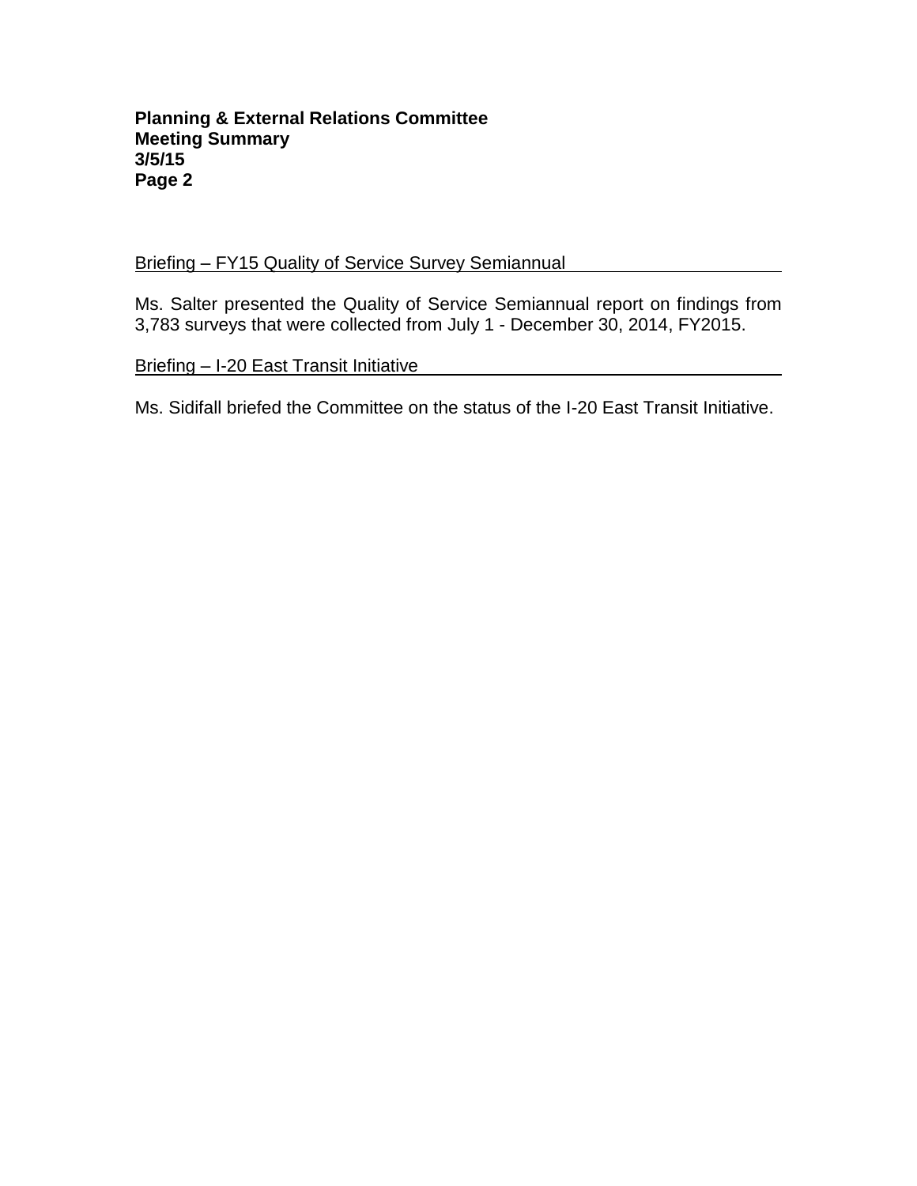Briefing – FY15 Quality of Service Survey Semiannual

Ms. Salter presented the Quality of Service Semiannual report on findings from 3,783 surveys that were collected from July 1 - December 30, 2014, FY2015.

Briefing – I-20 East Transit Initiative

Ms. Sidifall briefed the Committee on the status of the I-20 East Transit Initiative.